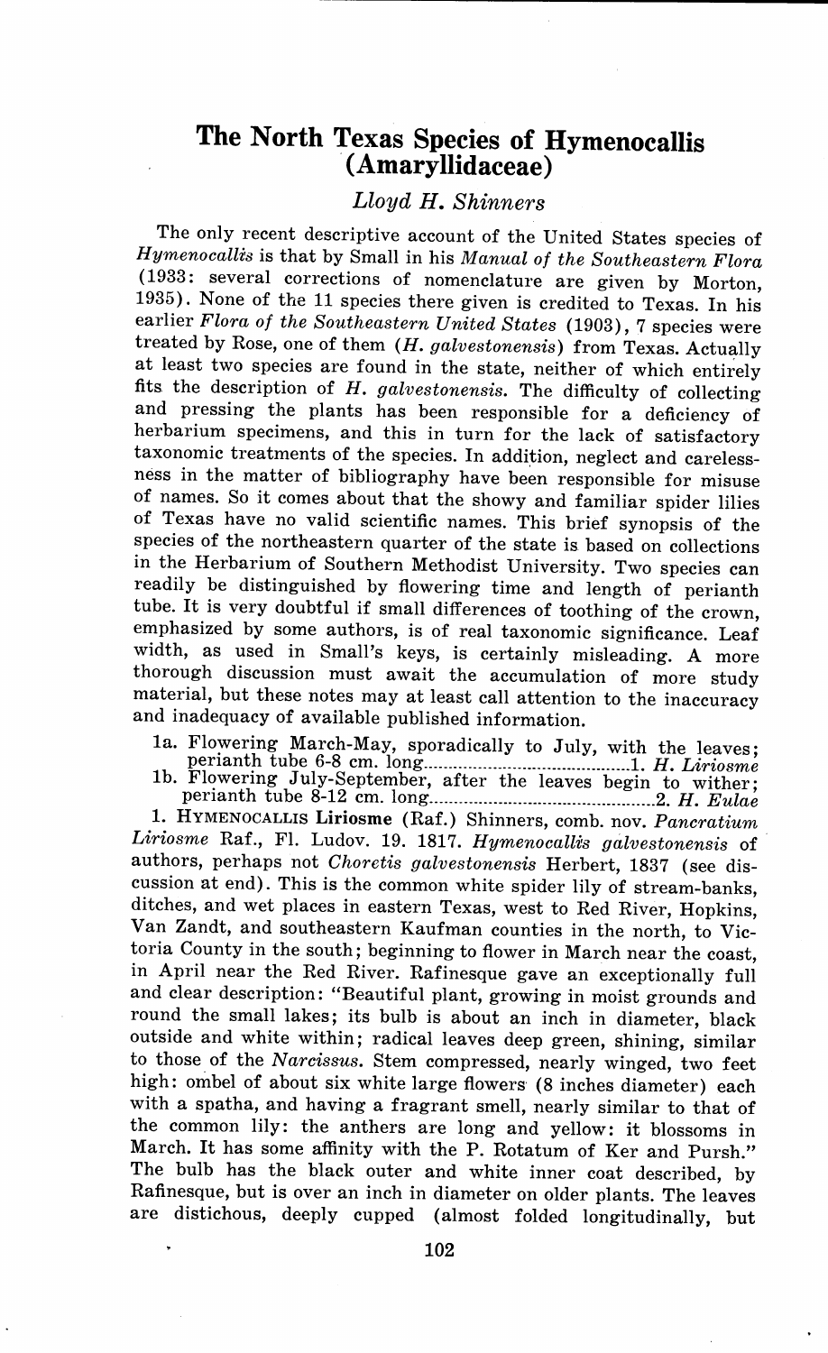# The North Texas Species of Hymenocallis (Amaryllidaceae)

*Lloyd H. Shinners*

The only recent descriptive account of the United States species of *Hymenocallis* is that by Small in his *Manual of the Southeastern Flora* (1933: several corrections of nomenclature are given by Morton, 1935). None of the 11 species there given is credited to Texas. In his earlier *Flora of the Southeastern United States* (1903), 7 species were treated by Rose, one of them (*H. galvestonensis*) from Texas. Actually at least two species are found in the state, neither of which entirely fits the description of *H. galvestonensis*. The difficulty of collecting and pressing the plants has been responsible for a deficiency of herbarium specimens, and this in turn for the lack of satisfactory taxonomic treatments of the species. In addition, neglect and carelessness in the matter of bibliography have been responsible for misuse of names. So it comes about that the showy and familiar spider lilies of Texas have no valid scientific names. This brief synopsis of the species of the northeastern quarter of the state is based on collections in the Herbarium of Southern Methodist University. Two species can readily be distinguished by flowering time and length of perianth tube. It is very doubtful if small differences of toothing of the crown, emphasized by some authors, is of real taxonomic significance. Leaf width, as used in Small's keys, is certainly misleading. A more thorough discussion must await the accumulation of more study material, but these notes may at least call attention to the inaccuracy and inadequacy of available published information.

1a. Flowering March-May, sporadically to July, with the leaves; perianth tube 6-8 cm. long........................................1. *H. Liriosme*
1b. Flowering July-September, after the leaves begin to wither; perianth tube 8-12 cm. long..............................................2. *H. Eulae*

1. HYMENOCALLIS **Liriosme** (Raf.) Shinners, comb. nov. *Pancratium Liriosme* Raf., Fl. Ludov. 19. 1817. *Hymenocallis galvestonensis* of authors, perhaps not *Choretis galvestonensis* Herbert, 1837 (see discussion at end). This is the common white spider lily of stream-banks, ditches, and wet places in eastern Texas, west to Red River, Hopkins, Van Zandt, and southeastern Kaufman counties in the north, to Victoria County in the south; beginning to flower in March near the coast, in April near the Red River. Rafinesque gave an exceptionally full and clear description: "Beautiful plant, growing in moist grounds and round the small lakes; its bulb is about an inch in diameter, black outside and white within; radical leaves deep green, shining, similar to those of the *Narcissus*. Stem compressed, nearly winged, two feet high: ombel of about six white large flowers (8 inches diameter) each with a spatha, and having a fragrant smell, nearly similar to that of the common lily: the anthers are long and yellow: it blossoms in March. It has some affinity with the P. Rotatum of Ker and Pursh." The bulb has the black outer and white inner coat described, by Rafinesque, but is over an inch in diameter on older plants. The leaves are distichous, deeply cupped (almost folded longitudinally, but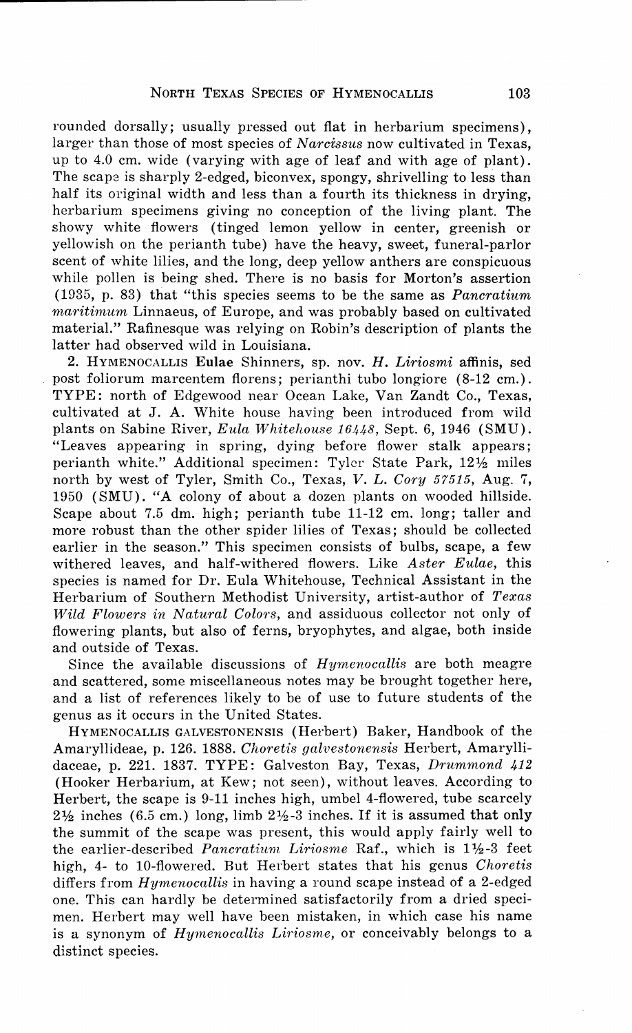rounded dorsally; usually pressed out flat in herbarium specimens), larger than those of most species of *Narcissus* now cultivated in Texas, up to 4.0 cm. wide (varying with age of leaf and with age of plant). The scape is sharply 2-edged, biconvex, spongy, shrivelling to less than half its original width and less than a fourth its thickness in drying, herbarium specimens giving no conception of the living plant. The showy white flowers (tinged lemon yellow in center, greenish or yellowish on the perianth tube) have the heavy, sweet, funeral-parlor scent of white lilies, and the long, deep yellow anthers are conspicuous while pollen is being shed. There is no basis for Morton's assertion (1935, p. 83) that "this species seems to be the same as *Pancratium maritimum* Linnaeus, of Europe, and was probably based on cultivated material." Rafinesque was relying on Robin's description of plants the latter had observed wild in Louisiana.

2. HYMENOCALLIS **Eulae** Shinners, sp. nov. *H. Liriosmi* affinis, sed post foliorum marcentem florens; perianthi tubo longiore (8-12 cm.). TYPE: north of Edgewood near Ocean Lake, Van Zandt Co., Texas, cultivated at J. A. White house having been introduced from wild plants on Sabine River, *Eula Whitehouse 16448*, Sept. 6, 1946 (SMU). "Leaves appearing in spring, dying before flower stalk appears; perianth white." Additional specimen: Tyler State Park, 12½ miles north by west of Tyler, Smith Co., Texas, *V. L. Cory 57515*, Aug. 7, 1950 (SMU). "A colony of about a dozen plants on wooded hillside. Scape about 7.5 dm. high; perianth tube 11-12 cm. long; taller and more robust than the other spider lilies of Texas; should be collected earlier in the season." This specimen consists of bulbs, scape, a few withered leaves, and half-withered flowers. Like *Aster Eulae*, this species is named for Dr. Eula Whitehouse, Technical Assistant in the Herbarium of Southern Methodist University, artist-author of *Texas Wild Flowers in Natural Colors*, and assiduous collector not only of flowering plants, but also of ferns, bryophytes, and algae, both inside and outside of Texas.

Since the available discussions of *Hymenocallis* are both meagre and scattered, some miscellaneous notes may be brought together here, and a list of references likely to be of use to future students of the genus as it occurs in the United States.

HYMENOCALLIS GALVESTONENSIS (Herbert) Baker, Handbook of the Amaryllideae, p. 126. 1888. *Choretis galvestonensis* Herbert, Amaryllidaceae, p. 221. 1837. TYPE: Galveston Bay, Texas, *Drummond 412* (Hooker Herbarium, at Kew; not seen), without leaves. According to Herbert, the scape is 9-11 inches high, umbel 4-flowered, tube scarcely 2½ inches (6.5 cm.) long, limb 2½-3 inches. If it is assumed that only the summit of the scape was present, this would apply fairly well to the earlier-described *Pancratium Liriosme* Raf., which is 1½-3 feet high, 4- to 10-flowered. But Herbert states that his genus *Choretis* differs from *Hymenocallis* in having a round scape instead of a 2-edged one. This can hardly be determined satisfactorily from a dried specimen. Herbert may well have been mistaken, in which case his name is a synonym of *Hymenocallis Liriosme*, or conceivably belongs to a distinct species.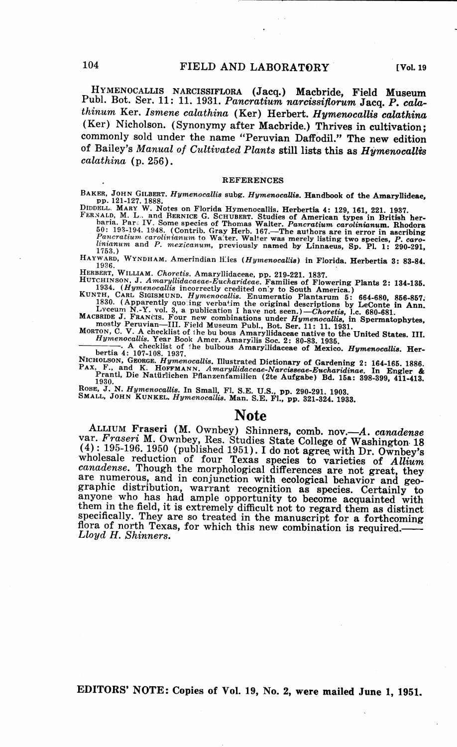HYMENOCALLIS NARCISSIFLORA (Jacq.) Macbride, Field Museum Publ. Bot. Ser. 11: 11. 1931. *Pancratium narcissiflorum* Jacq. *P. calathinum* Ker. *Ismene calathina* (Ker) Herbert. *Hymenocallis calathina* (Ker) Nicholson. (Synonymy after Macbride.) Thrives in cultivation; commonly sold under the name "Peruvian Daffodil." The new edition of Bailey's *Manual of Cultivated Plants* still lists this as *Hymenocallis calathina* (p. 256).

## REFERENCES

BAKER, JOHN GILBERT. *Hymenocallis* subg. *Hymenocallis*. Handbook of the Amaryllideae, pp. 121-127. 1888.

DIDDELL, MARY W. Notes on Florida Hymenocallis. Herbertia 4: 129, 161, 221. 1937.

FERNALD, M. L. and BERNICE G. SCHUBERT. Studies of American types in British herbaria. Part IV. Some species of Thomas Walter. *Pancratium carolinianum*. Rhodora 50: 193-194. 1948. (Contrib. Gray Herb. 167.—The authors are in error in ascribing *Pancratium carolinianum* to Walter. Walter was merely listing two species, *P. carolinianum* and *P. mexicanum*, previously named by Linnaeus, Sp. Pl. 1: 290-291, 1753.)

HAYWARD, WYNDHAM. Amerindian lilies (*Hymenocallis*) in Florida. Herbertia 3: 83-84. 1936.

HERBERT, WILLIAM. *Choretis*. Amaryllidaceae, pp. 219-221. 1837.

HUTCHINSON, J. *Amaryllidacaeae-Eucharideae*. Families of Flowering Plants 2: 134-135. 1934. (*Hymenocallis* incorrectly credited only to South America.)

KUNTH, CARL SIGISMUND. *Hymenocallis*. Enumeratio Plantarum 5: 664-680, 856-857. 1830. (Apparently quoting verbatim the original descriptions by LeConte in Ann. Lyceum N.-Y. vol. 3, a publication I have not seen.)—*Choretis*, l.c. 680-681.

MACBRIDE J. FRANCIS. Four new combinations under *Hymenocallis*, in Spermatophytes, mostly Peruvian—III. Field Museum Publ., Bot. Ser. 11: 11. 1931.

MORTON, C. V. A checklist of the bulbous Amaryllidaceae native to the United States. III. *Hymenocallis*. Year Book Amer. Amaryllis Soc. 2: 80-83. 1935.

————. A checklist of the bulbous Amaryllidaceae of Mexico. *Hymenocallis*. Herbertia 4: 107-108. 1937.

NICHOLSON, GEORGE. *Hymenocallis*. Illustrated Dictionary of Gardening 2: 164-165. 1886.

PAX, F., and K. HOFFMANN. *Amaryllidaceae-Narcisseae-Eucharidinae*. In Engler & Prantl, Die Natürlichen Pflanzenfamilien (2te Aufgabe) Bd. 15a: 398-399, 411-413. 1930.

ROSE, J. N. *Hymenocallis*. In Small, Fl. S.E. U.S., pp. 290-291. 1903.

SMALL, JOHN KUNKEL. *Hymenocallis*. Man. S.E. Fl., pp. 321-324. 1933.

# Note

ALLIUM **Fraseri** (M. Ownbey) Shinners, comb. nov.—*A. canadense* var. *Fraseri* M. Ownbey, Res. Studies State College of Washington 18 (4): 195-196. 1950 (published 1951). I do not agree with Dr. Ownbey's wholesale reduction of four Texas species to varieties of *Allium canadense*. Though the morphological differences are not great, they are numerous, and in conjunction with ecological behavior and geographic distribution, warrant recognition as species. Certainly to anyone who has had ample opportunity to become acquainted with them in the field, it is extremely difficult not to regard them as distinct specifically. They are so treated in the manuscript for a forthcoming flora of north Texas, for which this new combination is required.——*Lloyd H. Shinners.*

**EDITORS' NOTE: Copies of Vol. 19, No. 2, were mailed June 1, 1951.**